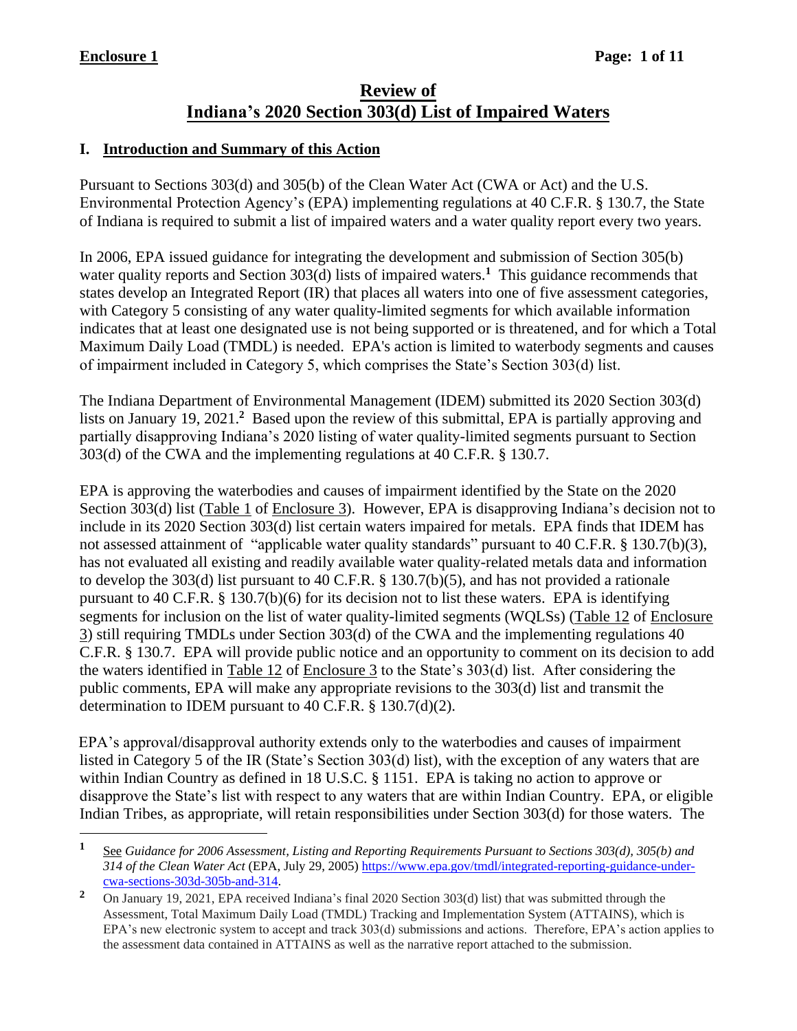**Enclosure 1**

# Review of Indiana's 2020 Section 303(d) List of Impaired Waters

## I. Introduction and Summary of this Action

Pursuant to Sections 303(d) and 305(b) of the Clean Water Act (CWA or Act) and the U.S. Environmental Protection Agency's (EPA) implementing regulations at 40 C.F.R. § 130.7, the State of Indiana is required to submit a list of impaired waters and a water quality report every two years.

In 2006, EPA issued guidance for integrating the development and submission of Section 305(b) water quality reports and Section 303(d) lists of impaired waters.[1] This guidance recommends that states develop an Integrated Report (IR) that places all waters into one of five assessment categories, with Category 5 consisting of any water quality-limited segments for which available information indicates that at least one designated use is not being supported or is threatened, and for which a Total Maximum Daily Load (TMDL) is needed. EPA's action is limited to waterbody segments and causes of impairment included in Category 5, which comprises the State's Section 303(d) list.

The Indiana Department of Environmental Management (IDEM) submitted its 2020 Section 303(d) lists on January 19, 2021.[2] Based upon the review of this submittal, EPA is partially approving and partially disapproving Indiana's 2020 listing of water quality-limited segments pursuant to Section 303(d) of the CWA and the implementing regulations at 40 C.F.R. § 130.7.

EPA is approving the waterbodies and causes of impairment identified by the State on the 2020 Section 303(d) list (Table 1 of Enclosure 3). However, EPA is disapproving Indiana's decision not to include in its 2020 Section 303(d) list certain waters impaired for metals. EPA finds that IDEM has not assessed attainment of "applicable water quality standards" pursuant to 40 C.F.R. § 130.7(b)(3), has not evaluated all existing and readily available water quality-related metals data and information to develop the 303(d) list pursuant to 40 C.F.R. § 130.7(b)(5), and has not provided a rationale pursuant to 40 C.F.R. § 130.7(b)(6) for its decision not to list these waters. EPA is identifying segments for inclusion on the list of water quality-limited segments (WQLSs) (Table 12 of Enclosure 3) still requiring TMDLs under Section 303(d) of the CWA and the implementing regulations 40 C.F.R. § 130.7. EPA will provide public notice and an opportunity to comment on its decision to add the waters identified in Table 12 of Enclosure 3 to the State's 303(d) list. After considering the public comments, EPA will make any appropriate revisions to the 303(d) list and transmit the determination to IDEM pursuant to 40 C.F.R. § 130.7(d)(2).

EPA's approval/disapproval authority extends only to the waterbodies and causes of impairment listed in Category 5 of the IR (State's Section 303(d) list), with the exception of any waters that are within Indian Country as defined in 18 U.S.C. § 1151. EPA is taking no action to approve or disapprove the State's list with respect to any waters that are within Indian Country. EPA, or eligible Indian Tribes, as appropriate, will retain responsibilities under Section 303(d) for those waters. The

---

[1] See *Guidance for 2006 Assessment, Listing and Reporting Requirements Pursuant to Sections 303(d), 305(b) and 314 of the Clean Water Act* (EPA, July 29, 2005) https://www.epa.gov/tmdl/integrated-reporting-guidance-under-cwa-sections-303d-305b-and-314.

[2] On January 19, 2021, EPA received Indiana's final 2020 Section 303(d) list) that was submitted through the Assessment, Total Maximum Daily Load (TMDL) Tracking and Implementation System (ATTAINS), which is EPA's new electronic system to accept and track 303(d) submissions and actions. Therefore, EPA's action applies to the assessment data contained in ATTAINS as well as the narrative report attached to the submission.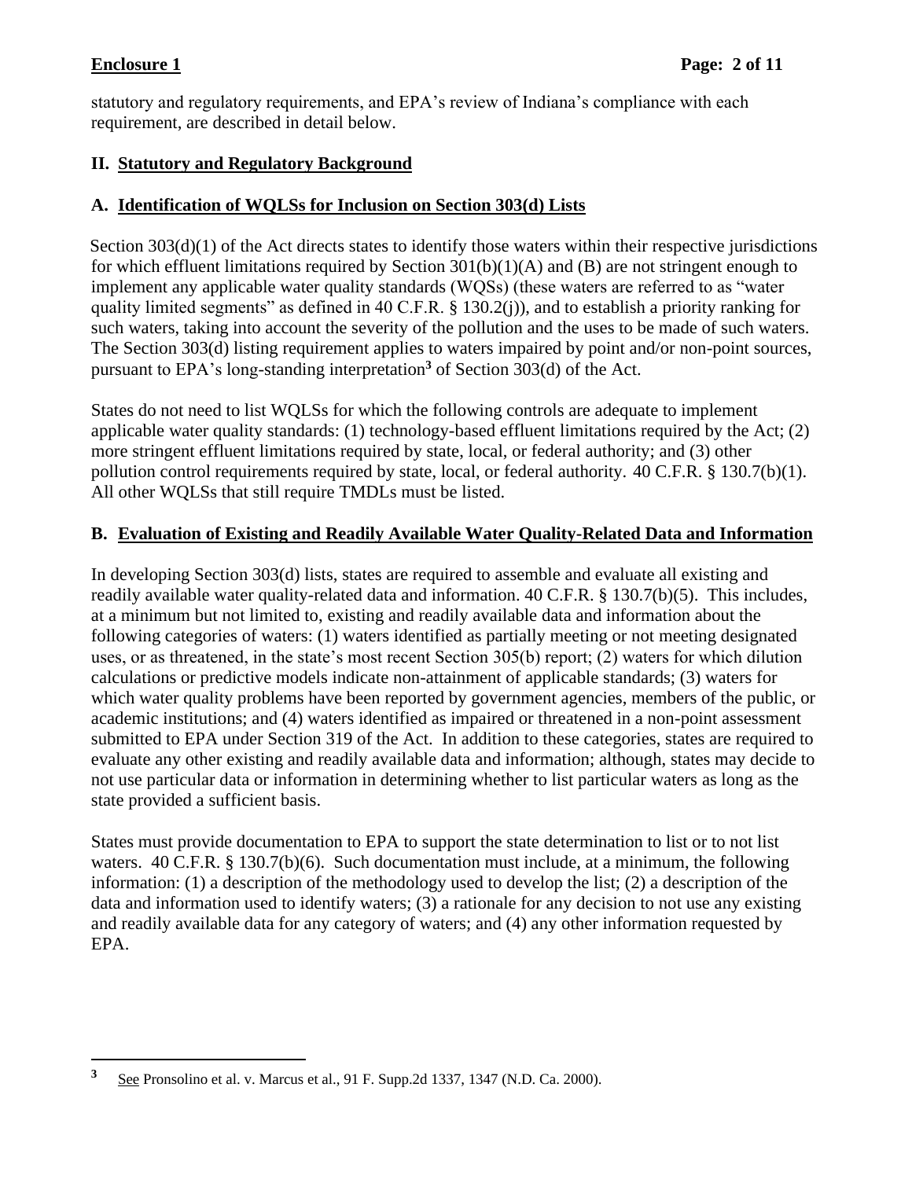statutory and regulatory requirements, and EPA's review of Indiana's compliance with each requirement, are described in detail below.

## II. Statutory and Regulatory Background

### A. Identification of WQLSs for Inclusion on Section 303(d) Lists

Section 303(d)(1) of the Act directs states to identify those waters within their respective jurisdictions for which effluent limitations required by Section 301(b)(1)(A) and (B) are not stringent enough to implement any applicable water quality standards (WQSs) (these waters are referred to as "water quality limited segments" as defined in 40 C.F.R. § 130.2(j)), and to establish a priority ranking for such waters, taking into account the severity of the pollution and the uses to be made of such waters. The Section 303(d) listing requirement applies to waters impaired by point and/or non-point sources, pursuant to EPA's long-standing interpretation[3] of Section 303(d) of the Act.

States do not need to list WQLSs for which the following controls are adequate to implement applicable water quality standards: (1) technology-based effluent limitations required by the Act; (2) more stringent effluent limitations required by state, local, or federal authority; and (3) other pollution control requirements required by state, local, or federal authority. 40 C.F.R. § 130.7(b)(1). All other WQLSs that still require TMDLs must be listed.

### B. Evaluation of Existing and Readily Available Water Quality-Related Data and Information

In developing Section 303(d) lists, states are required to assemble and evaluate all existing and readily available water quality-related data and information. 40 C.F.R. § 130.7(b)(5). This includes, at a minimum but not limited to, existing and readily available data and information about the following categories of waters: (1) waters identified as partially meeting or not meeting designated uses, or as threatened, in the state's most recent Section 305(b) report; (2) waters for which dilution calculations or predictive models indicate non-attainment of applicable standards; (3) waters for which water quality problems have been reported by government agencies, members of the public, or academic institutions; and (4) waters identified as impaired or threatened in a non-point assessment submitted to EPA under Section 319 of the Act. In addition to these categories, states are required to evaluate any other existing and readily available data and information; although, states may decide to not use particular data or information in determining whether to list particular waters as long as the state provided a sufficient basis.

States must provide documentation to EPA to support the state determination to list or to not list waters. 40 C.F.R. § 130.7(b)(6). Such documentation must include, at a minimum, the following information: (1) a description of the methodology used to develop the list; (2) a description of the data and information used to identify waters; (3) a rationale for any decision to not use any existing and readily available data for any category of waters; and (4) any other information requested by EPA.

---

[3] See Pronsolino et al. v. Marcus et al., 91 F. Supp.2d 1337, 1347 (N.D. Ca. 2000).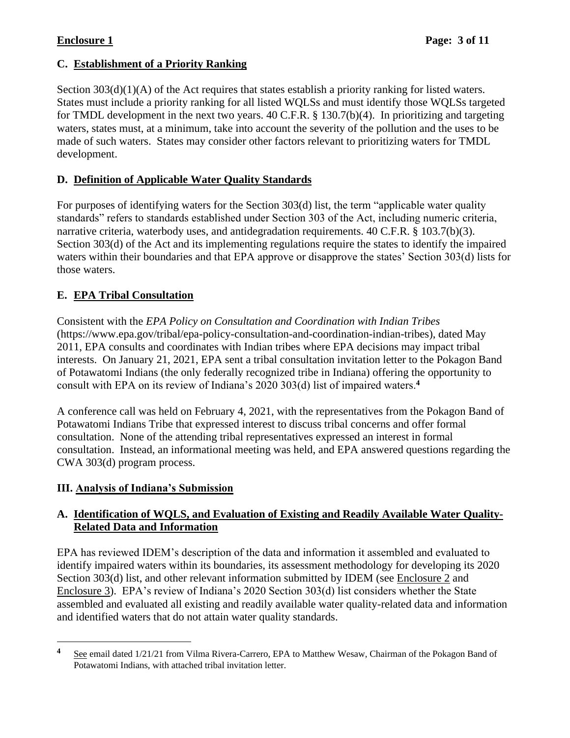## C. Establishment of a Priority Ranking

Section 303(d)(1)(A) of the Act requires that states establish a priority ranking for listed waters. States must include a priority ranking for all listed WQLSs and must identify those WQLSs targeted for TMDL development in the next two years. 40 C.F.R. § 130.7(b)(4). In prioritizing and targeting waters, states must, at a minimum, take into account the severity of the pollution and the uses to be made of such waters. States may consider other factors relevant to prioritizing waters for TMDL development.

## D. Definition of Applicable Water Quality Standards

For purposes of identifying waters for the Section 303(d) list, the term "applicable water quality standards" refers to standards established under Section 303 of the Act, including numeric criteria, narrative criteria, waterbody uses, and antidegradation requirements. 40 C.F.R. § 103.7(b)(3). Section 303(d) of the Act and its implementing regulations require the states to identify the impaired waters within their boundaries and that EPA approve or disapprove the states' Section 303(d) lists for those waters.

## E. EPA Tribal Consultation

Consistent with the *EPA Policy on Consultation and Coordination with Indian Tribes* (https://www.epa.gov/tribal/epa-policy-consultation-and-coordination-indian-tribes), dated May 2011, EPA consults and coordinates with Indian tribes where EPA decisions may impact tribal interests. On January 21, 2021, EPA sent a tribal consultation invitation letter to the Pokagon Band of Potawatomi Indians (the only federally recognized tribe in Indiana) offering the opportunity to consult with EPA on its review of Indiana's 2020 303(d) list of impaired waters.[4]

A conference call was held on February 4, 2021, with the representatives from the Pokagon Band of Potawatomi Indians Tribe that expressed interest to discuss tribal concerns and offer formal consultation. None of the attending tribal representatives expressed an interest in formal consultation. Instead, an informational meeting was held, and EPA answered questions regarding the CWA 303(d) program process.

# III. Analysis of Indiana's Submission

## A. Identification of WQLS, and Evaluation of Existing and Readily Available Water Quality-Related Data and Information

EPA has reviewed IDEM's description of the data and information it assembled and evaluated to identify impaired waters within its boundaries, its assessment methodology for developing its 2020 Section 303(d) list, and other relevant information submitted by IDEM (see Enclosure 2 and Enclosure 3). EPA's review of Indiana's 2020 Section 303(d) list considers whether the State assembled and evaluated all existing and readily available water quality-related data and information and identified waters that do not attain water quality standards.

---

[4] See email dated 1/21/21 from Vilma Rivera-Carrero, EPA to Matthew Wesaw, Chairman of the Pokagon Band of Potawatomi Indians, with attached tribal invitation letter.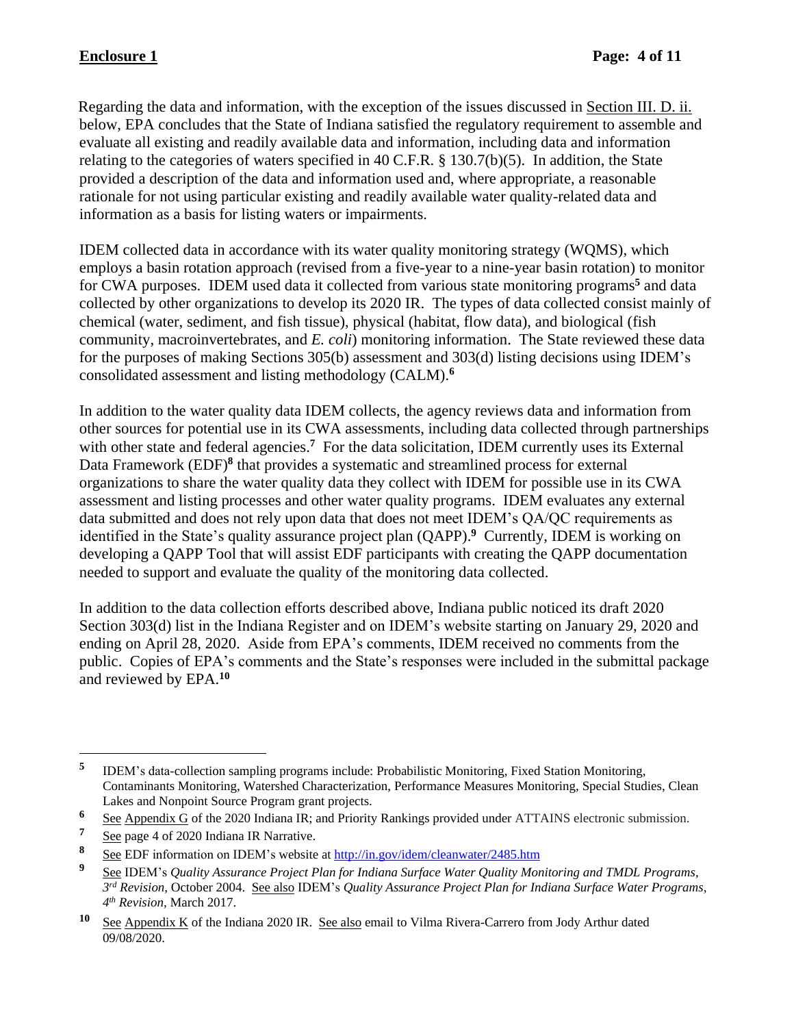Regarding the data and information, with the exception of the issues discussed in Section III. D. ii. below, EPA concludes that the State of Indiana satisfied the regulatory requirement to assemble and evaluate all existing and readily available data and information, including data and information relating to the categories of waters specified in 40 C.F.R. § 130.7(b)(5). In addition, the State provided a description of the data and information used and, where appropriate, a reasonable rationale for not using particular existing and readily available water quality-related data and information as a basis for listing waters or impairments.

IDEM collected data in accordance with its water quality monitoring strategy (WQMS), which employs a basin rotation approach (revised from a five-year to a nine-year basin rotation) to monitor for CWA purposes. IDEM used data it collected from various state monitoring programs[5] and data collected by other organizations to develop its 2020 IR. The types of data collected consist mainly of chemical (water, sediment, and fish tissue), physical (habitat, flow data), and biological (fish community, macroinvertebrates, and *E. coli*) monitoring information. The State reviewed these data for the purposes of making Sections 305(b) assessment and 303(d) listing decisions using IDEM's consolidated assessment and listing methodology (CALM).[6]

In addition to the water quality data IDEM collects, the agency reviews data and information from other sources for potential use in its CWA assessments, including data collected through partnerships with other state and federal agencies.[7] For the data solicitation, IDEM currently uses its External Data Framework (EDF)[8] that provides a systematic and streamlined process for external organizations to share the water quality data they collect with IDEM for possible use in its CWA assessment and listing processes and other water quality programs. IDEM evaluates any external data submitted and does not rely upon data that does not meet IDEM's QA/QC requirements as identified in the State's quality assurance project plan (QAPP).[9] Currently, IDEM is working on developing a QAPP Tool that will assist EDF participants with creating the QAPP documentation needed to support and evaluate the quality of the monitoring data collected.

In addition to the data collection efforts described above, Indiana public noticed its draft 2020 Section 303(d) list in the Indiana Register and on IDEM's website starting on January 29, 2020 and ending on April 28, 2020. Aside from EPA's comments, IDEM received no comments from the public. Copies of EPA's comments and the State's responses were included in the submittal package and reviewed by EPA.[10]

---

[5] IDEM's data-collection sampling programs include: Probabilistic Monitoring, Fixed Station Monitoring, Contaminants Monitoring, Watershed Characterization, Performance Measures Monitoring, Special Studies, Clean Lakes and Nonpoint Source Program grant projects.

[6] See Appendix G of the 2020 Indiana IR; and Priority Rankings provided under ATTAINS electronic submission.

[7] See page 4 of 2020 Indiana IR Narrative.

[8] See EDF information on IDEM's website at http://in.gov/idem/cleanwater/2485.htm

[9] See IDEM's *Quality Assurance Project Plan for Indiana Surface Water Quality Monitoring and TMDL Programs, 3rd Revision,* October 2004. See also IDEM's *Quality Assurance Project Plan for Indiana Surface Water Programs, 4th Revision,* March 2017.

[10] See Appendix K of the Indiana 2020 IR. See also email to Vilma Rivera-Carrero from Jody Arthur dated 09/08/2020.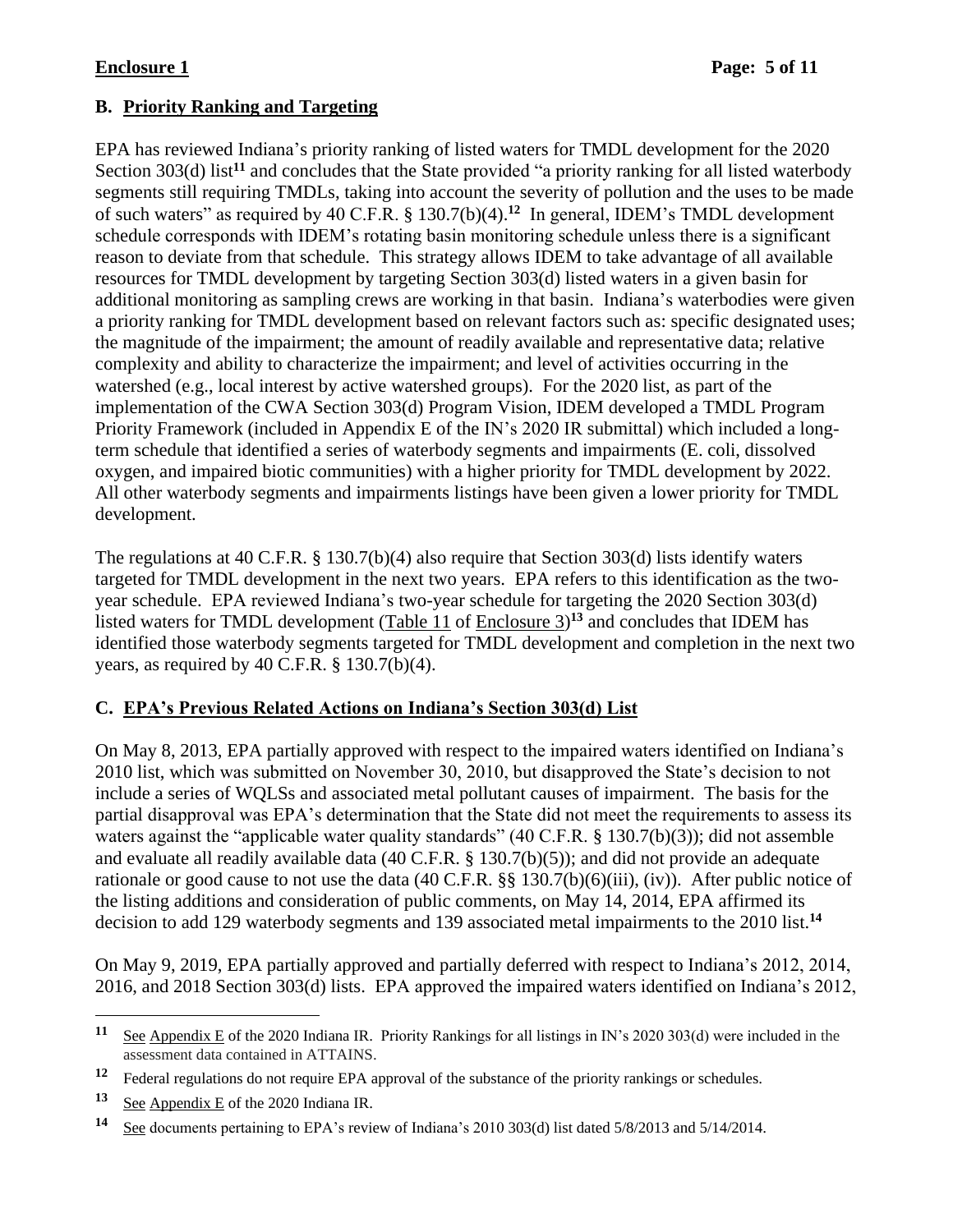## B. Priority Ranking and Targeting

EPA has reviewed Indiana's priority ranking of listed waters for TMDL development for the 2020 Section 303(d) list[11] and concludes that the State provided "a priority ranking for all listed waterbody segments still requiring TMDLs, taking into account the severity of pollution and the uses to be made of such waters" as required by 40 C.F.R. § 130.7(b)(4).[12] In general, IDEM's TMDL development schedule corresponds with IDEM's rotating basin monitoring schedule unless there is a significant reason to deviate from that schedule. This strategy allows IDEM to take advantage of all available resources for TMDL development by targeting Section 303(d) listed waters in a given basin for additional monitoring as sampling crews are working in that basin. Indiana's waterbodies were given a priority ranking for TMDL development based on relevant factors such as: specific designated uses; the magnitude of the impairment; the amount of readily available and representative data; relative complexity and ability to characterize the impairment; and level of activities occurring in the watershed (e.g., local interest by active watershed groups). For the 2020 list, as part of the implementation of the CWA Section 303(d) Program Vision, IDEM developed a TMDL Program Priority Framework (included in Appendix E of the IN's 2020 IR submittal) which included a long-term schedule that identified a series of waterbody segments and impairments (E. coli, dissolved oxygen, and impaired biotic communities) with a higher priority for TMDL development by 2022. All other waterbody segments and impairments listings have been given a lower priority for TMDL development.

The regulations at 40 C.F.R. § 130.7(b)(4) also require that Section 303(d) lists identify waters targeted for TMDL development in the next two years. EPA refers to this identification as the two-year schedule. EPA reviewed Indiana's two-year schedule for targeting the 2020 Section 303(d) listed waters for TMDL development (Table 11 of Enclosure 3)[13] and concludes that IDEM has identified those waterbody segments targeted for TMDL development and completion in the next two years, as required by 40 C.F.R. § 130.7(b)(4).

## C. EPA's Previous Related Actions on Indiana's Section 303(d) List

On May 8, 2013, EPA partially approved with respect to the impaired waters identified on Indiana's 2010 list, which was submitted on November 30, 2010, but disapproved the State's decision to not include a series of WQLSs and associated metal pollutant causes of impairment. The basis for the partial disapproval was EPA's determination that the State did not meet the requirements to assess its waters against the "applicable water quality standards" (40 C.F.R. § 130.7(b)(3)); did not assemble and evaluate all readily available data (40 C.F.R. § 130.7(b)(5)); and did not provide an adequate rationale or good cause to not use the data (40 C.F.R. §§ 130.7(b)(6)(iii), (iv)). After public notice of the listing additions and consideration of public comments, on May 14, 2014, EPA affirmed its decision to add 129 waterbody segments and 139 associated metal impairments to the 2010 list.[14]

On May 9, 2019, EPA partially approved and partially deferred with respect to Indiana's 2012, 2014, 2016, and 2018 Section 303(d) lists. EPA approved the impaired waters identified on Indiana's 2012,

---

[11] See Appendix E of the 2020 Indiana IR. Priority Rankings for all listings in IN's 2020 303(d) were included in the assessment data contained in ATTAINS.

[12] Federal regulations do not require EPA approval of the substance of the priority rankings or schedules.

[13] See Appendix E of the 2020 Indiana IR.

[14] See documents pertaining to EPA's review of Indiana's 2010 303(d) list dated 5/8/2013 and 5/14/2014.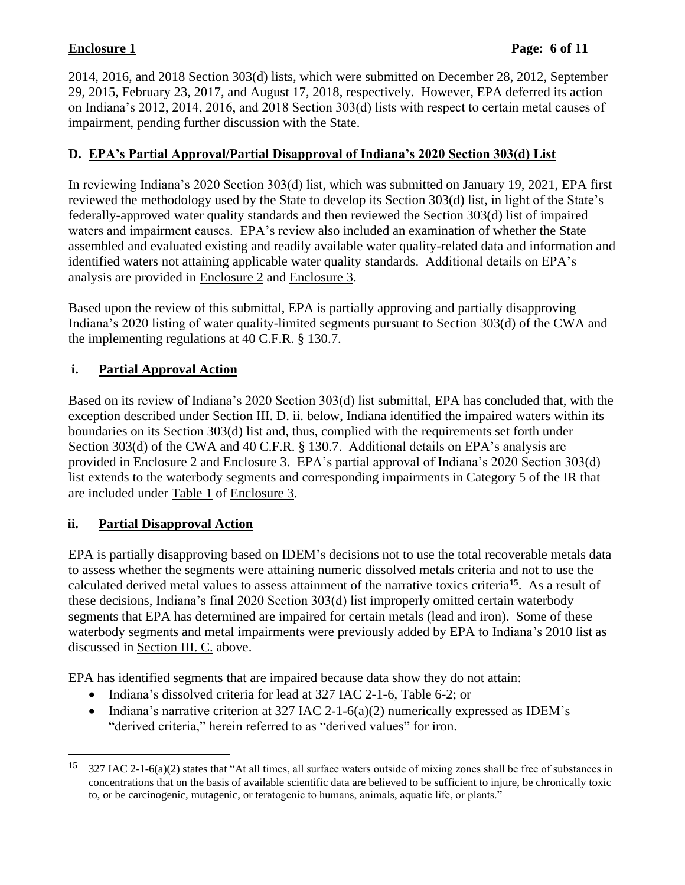2014, 2016, and 2018 Section 303(d) lists, which were submitted on December 28, 2012, September 29, 2015, February 23, 2017, and August 17, 2018, respectively. However, EPA deferred its action on Indiana's 2012, 2014, 2016, and 2018 Section 303(d) lists with respect to certain metal causes of impairment, pending further discussion with the State.

## D. EPA's Partial Approval/Partial Disapproval of Indiana's 2020 Section 303(d) List

In reviewing Indiana's 2020 Section 303(d) list, which was submitted on January 19, 2021, EPA first reviewed the methodology used by the State to develop its Section 303(d) list, in light of the State's federally-approved water quality standards and then reviewed the Section 303(d) list of impaired waters and impairment causes. EPA's review also included an examination of whether the State assembled and evaluated existing and readily available water quality-related data and information and identified waters not attaining applicable water quality standards. Additional details on EPA's analysis are provided in Enclosure 2 and Enclosure 3.

Based upon the review of this submittal, EPA is partially approving and partially disapproving Indiana's 2020 listing of water quality-limited segments pursuant to Section 303(d) of the CWA and the implementing regulations at 40 C.F.R. § 130.7.

### i. Partial Approval Action

Based on its review of Indiana's 2020 Section 303(d) list submittal, EPA has concluded that, with the exception described under Section III. D. ii. below, Indiana identified the impaired waters within its boundaries on its Section 303(d) list and, thus, complied with the requirements set forth under Section 303(d) of the CWA and 40 C.F.R. § 130.7. Additional details on EPA's analysis are provided in Enclosure 2 and Enclosure 3. EPA's partial approval of Indiana's 2020 Section 303(d) list extends to the waterbody segments and corresponding impairments in Category 5 of the IR that are included under Table 1 of Enclosure 3.

### ii. Partial Disapproval Action

EPA is partially disapproving based on IDEM's decisions not to use the total recoverable metals data to assess whether the segments were attaining numeric dissolved metals criteria and not to use the calculated derived metal values to assess attainment of the narrative toxics criteria[15]. As a result of these decisions, Indiana's final 2020 Section 303(d) list improperly omitted certain waterbody segments that EPA has determined are impaired for certain metals (lead and iron). Some of these waterbody segments and metal impairments were previously added by EPA to Indiana's 2010 list as discussed in Section III. C. above.

EPA has identified segments that are impaired because data show they do not attain:

- Indiana's dissolved criteria for lead at 327 IAC 2-1-6, Table 6-2; or
- Indiana's narrative criterion at 327 IAC 2-1-6(a)(2) numerically expressed as IDEM's "derived criteria," herein referred to as "derived values" for iron.

[15] 327 IAC 2-1-6(a)(2) states that "At all times, all surface waters outside of mixing zones shall be free of substances in concentrations that on the basis of available scientific data are believed to be sufficient to injure, be chronically toxic to, or be carcinogenic, mutagenic, or teratogenic to humans, animals, aquatic life, or plants."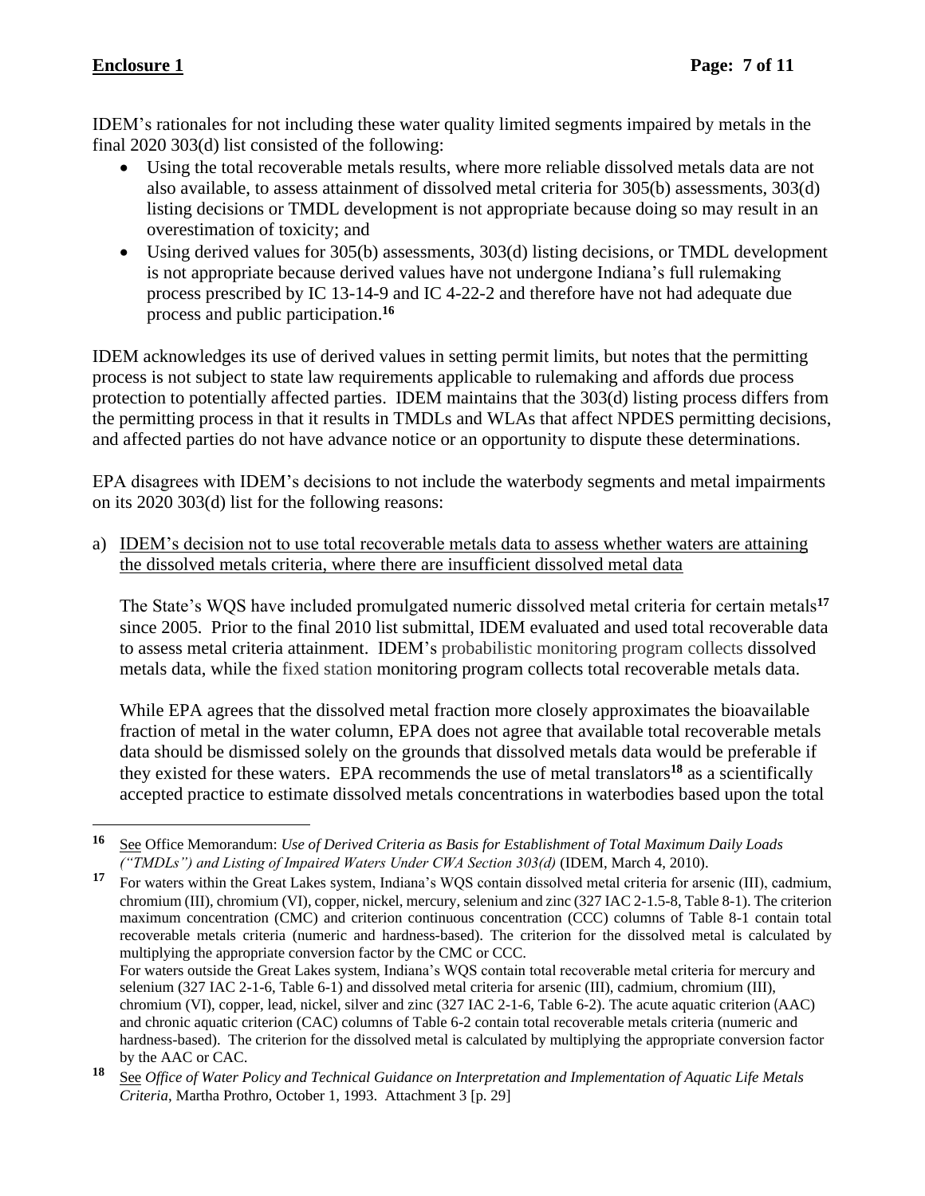IDEM's rationales for not including these water quality limited segments impaired by metals in the final 2020 303(d) list consisted of the following:

- Using the total recoverable metals results, where more reliable dissolved metals data are not also available, to assess attainment of dissolved metal criteria for 305(b) assessments, 303(d) listing decisions or TMDL development is not appropriate because doing so may result in an overestimation of toxicity; and
- Using derived values for 305(b) assessments, 303(d) listing decisions, or TMDL development is not appropriate because derived values have not undergone Indiana's full rulemaking process prescribed by IC 13-14-9 and IC 4-22-2 and therefore have not had adequate due process and public participation.[16]

IDEM acknowledges its use of derived values in setting permit limits, but notes that the permitting process is not subject to state law requirements applicable to rulemaking and affords due process protection to potentially affected parties. IDEM maintains that the 303(d) listing process differs from the permitting process in that it results in TMDLs and WLAs that affect NPDES permitting decisions, and affected parties do not have advance notice or an opportunity to dispute these determinations.

EPA disagrees with IDEM's decisions to not include the waterbody segments and metal impairments on its 2020 303(d) list for the following reasons:

a) <u>IDEM's decision not to use total recoverable metals data to assess whether waters are attaining the dissolved metals criteria, where there are insufficient dissolved metal data</u>

The State's WQS have included promulgated numeric dissolved metal criteria for certain metals[17] since 2005. Prior to the final 2010 list submittal, IDEM evaluated and used total recoverable data to assess metal criteria attainment. IDEM's probabilistic monitoring program collects dissolved metals data, while the fixed station monitoring program collects total recoverable metals data.

While EPA agrees that the dissolved metal fraction more closely approximates the bioavailable fraction of metal in the water column, EPA does not agree that available total recoverable metals data should be dismissed solely on the grounds that dissolved metals data would be preferable if they existed for these waters. EPA recommends the use of metal translators[18] as a scientifically accepted practice to estimate dissolved metals concentrations in waterbodies based upon the total

---

[16] See Office Memorandum: *Use of Derived Criteria as Basis for Establishment of Total Maximum Daily Loads ("TMDLs") and Listing of Impaired Waters Under CWA Section 303(d)* (IDEM, March 4, 2010).

[17] For waters within the Great Lakes system, Indiana's WQS contain dissolved metal criteria for arsenic (III), cadmium, chromium (III), chromium (VI), copper, nickel, mercury, selenium and zinc (327 IAC 2-1.5-8, Table 8-1). The criterion maximum concentration (CMC) and criterion continuous concentration (CCC) columns of Table 8-1 contain total recoverable metals criteria (numeric and hardness-based). The criterion for the dissolved metal is calculated by multiplying the appropriate conversion factor by the CMC or CCC.
For waters outside the Great Lakes system, Indiana's WQS contain total recoverable metal criteria for mercury and selenium (327 IAC 2-1-6, Table 6-1) and dissolved metal criteria for arsenic (III), cadmium, chromium (III), chromium (VI), copper, lead, nickel, silver and zinc (327 IAC 2-1-6, Table 6-2). The acute aquatic criterion (AAC) and chronic aquatic criterion (CAC) columns of Table 6-2 contain total recoverable metals criteria (numeric and hardness-based). The criterion for the dissolved metal is calculated by multiplying the appropriate conversion factor by the AAC or CAC.

[18] See *Office of Water Policy and Technical Guidance on Interpretation and Implementation of Aquatic Life Metals Criteria*, Martha Prothro, October 1, 1993. Attachment 3 [p. 29]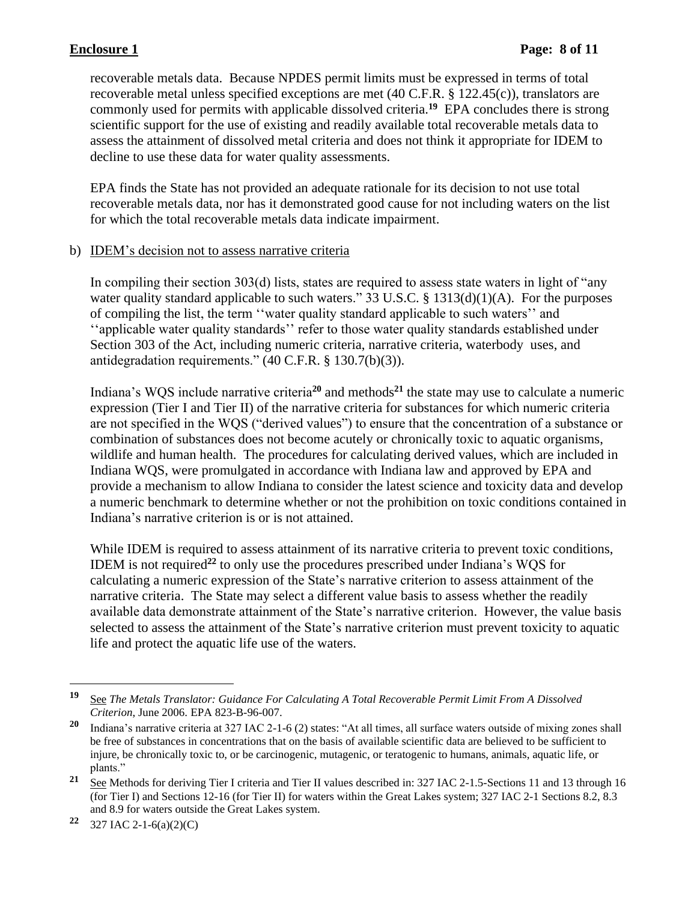recoverable metals data. Because NPDES permit limits must be expressed in terms of total recoverable metal unless specified exceptions are met (40 C.F.R. § 122.45(c)), translators are commonly used for permits with applicable dissolved criteria.[19] EPA concludes there is strong scientific support for the use of existing and readily available total recoverable metals data to assess the attainment of dissolved metal criteria and does not think it appropriate for IDEM to decline to use these data for water quality assessments.

EPA finds the State has not provided an adequate rationale for its decision to not use total recoverable metals data, nor has it demonstrated good cause for not including waters on the list for which the total recoverable metals data indicate impairment.

b) IDEM's decision not to assess narrative criteria

In compiling their section 303(d) lists, states are required to assess state waters in light of "any water quality standard applicable to such waters." 33 U.S.C. § 1313(d)(1)(A). For the purposes of compiling the list, the term ''water quality standard applicable to such waters'' and ''applicable water quality standards'' refer to those water quality standards established under Section 303 of the Act, including numeric criteria, narrative criteria, waterbody uses, and antidegradation requirements." (40 C.F.R. § 130.7(b)(3)).

Indiana's WQS include narrative criteria[20] and methods[21] the state may use to calculate a numeric expression (Tier I and Tier II) of the narrative criteria for substances for which numeric criteria are not specified in the WQS ("derived values") to ensure that the concentration of a substance or combination of substances does not become acutely or chronically toxic to aquatic organisms, wildlife and human health. The procedures for calculating derived values, which are included in Indiana WQS, were promulgated in accordance with Indiana law and approved by EPA and provide a mechanism to allow Indiana to consider the latest science and toxicity data and develop a numeric benchmark to determine whether or not the prohibition on toxic conditions contained in Indiana's narrative criterion is or is not attained.

While IDEM is required to assess attainment of its narrative criteria to prevent toxic conditions, IDEM is not required[22] to only use the procedures prescribed under Indiana's WQS for calculating a numeric expression of the State's narrative criterion to assess attainment of the narrative criteria. The State may select a different value basis to assess whether the readily available data demonstrate attainment of the State's narrative criterion. However, the value basis selected to assess the attainment of the State's narrative criterion must prevent toxicity to aquatic life and protect the aquatic life use of the waters.

---

[19] See *The Metals Translator: Guidance For Calculating A Total Recoverable Permit Limit From A Dissolved Criterion*, June 2006. EPA 823-B-96-007.

[20] Indiana's narrative criteria at 327 IAC 2-1-6 (2) states: "At all times, all surface waters outside of mixing zones shall be free of substances in concentrations that on the basis of available scientific data are believed to be sufficient to injure, be chronically toxic to, or be carcinogenic, mutagenic, or teratogenic to humans, animals, aquatic life, or plants."

[21] See Methods for deriving Tier I criteria and Tier II values described in: 327 IAC 2-1.5-Sections 11 and 13 through 16 (for Tier I) and Sections 12-16 (for Tier II) for waters within the Great Lakes system; 327 IAC 2-1 Sections 8.2, 8.3 and 8.9 for waters outside the Great Lakes system.

[22] 327 IAC 2-1-6(a)(2)(C)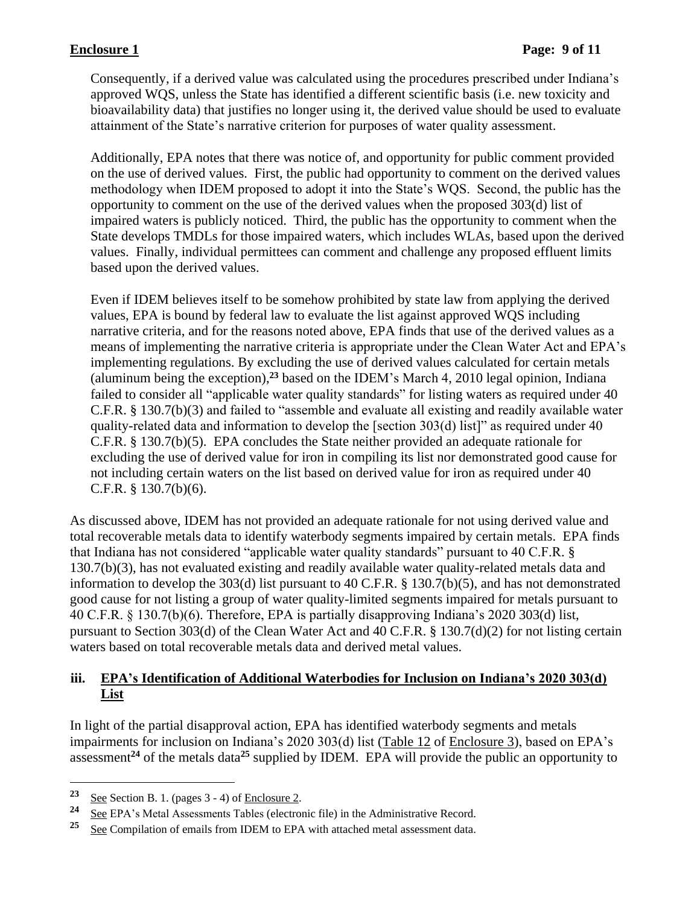Consequently, if a derived value was calculated using the procedures prescribed under Indiana's approved WQS, unless the State has identified a different scientific basis (i.e. new toxicity and bioavailability data) that justifies no longer using it, the derived value should be used to evaluate attainment of the State's narrative criterion for purposes of water quality assessment.

Additionally, EPA notes that there was notice of, and opportunity for public comment provided on the use of derived values. First, the public had opportunity to comment on the derived values methodology when IDEM proposed to adopt it into the State's WQS. Second, the public has the opportunity to comment on the use of the derived values when the proposed 303(d) list of impaired waters is publicly noticed. Third, the public has the opportunity to comment when the State develops TMDLs for those impaired waters, which includes WLAs, based upon the derived values. Finally, individual permittees can comment and challenge any proposed effluent limits based upon the derived values.

Even if IDEM believes itself to be somehow prohibited by state law from applying the derived values, EPA is bound by federal law to evaluate the list against approved WQS including narrative criteria, and for the reasons noted above, EPA finds that use of the derived values as a means of implementing the narrative criteria is appropriate under the Clean Water Act and EPA's implementing regulations. By excluding the use of derived values calculated for certain metals (aluminum being the exception),[23] based on the IDEM's March 4, 2010 legal opinion, Indiana failed to consider all "applicable water quality standards" for listing waters as required under 40 C.F.R. § 130.7(b)(3) and failed to "assemble and evaluate all existing and readily available water quality-related data and information to develop the [section 303(d) list]" as required under 40 C.F.R. § 130.7(b)(5). EPA concludes the State neither provided an adequate rationale for excluding the use of derived value for iron in compiling its list nor demonstrated good cause for not including certain waters on the list based on derived value for iron as required under 40 C.F.R. § 130.7(b)(6).

As discussed above, IDEM has not provided an adequate rationale for not using derived value and total recoverable metals data to identify waterbody segments impaired by certain metals. EPA finds that Indiana has not considered "applicable water quality standards" pursuant to 40 C.F.R. § 130.7(b)(3), has not evaluated existing and readily available water quality-related metals data and information to develop the 303(d) list pursuant to 40 C.F.R. § 130.7(b)(5), and has not demonstrated good cause for not listing a group of water quality-limited segments impaired for metals pursuant to 40 C.F.R. § 130.7(b)(6). Therefore, EPA is partially disapproving Indiana's 2020 303(d) list, pursuant to Section 303(d) of the Clean Water Act and 40 C.F.R. § 130.7(d)(2) for not listing certain waters based on total recoverable metals data and derived metal values.

### iii. EPA's Identification of Additional Waterbodies for Inclusion on Indiana's 2020 303(d) List

In light of the partial disapproval action, EPA has identified waterbody segments and metals impairments for inclusion on Indiana's 2020 303(d) list (Table 12 of Enclosure 3), based on EPA's assessment[24] of the metals data[25] supplied by IDEM. EPA will provide the public an opportunity to

---

[23] See Section B. 1. (pages 3 - 4) of Enclosure 2.

[24] See EPA's Metal Assessments Tables (electronic file) in the Administrative Record.

[25] See Compilation of emails from IDEM to EPA with attached metal assessment data.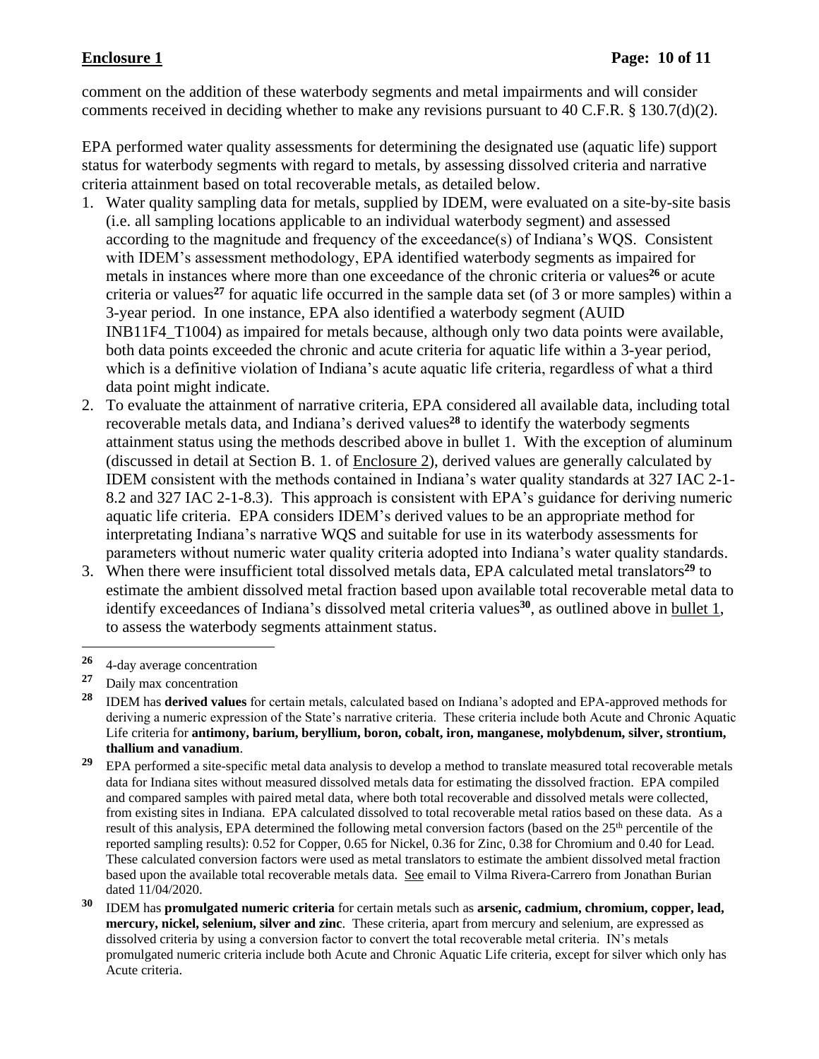comment on the addition of these waterbody segments and metal impairments and will consider comments received in deciding whether to make any revisions pursuant to 40 C.F.R. § 130.7(d)(2).

EPA performed water quality assessments for determining the designated use (aquatic life) support status for waterbody segments with regard to metals, by assessing dissolved criteria and narrative criteria attainment based on total recoverable metals, as detailed below.

1. Water quality sampling data for metals, supplied by IDEM, were evaluated on a site-by-site basis (i.e. all sampling locations applicable to an individual waterbody segment) and assessed according to the magnitude and frequency of the exceedance(s) of Indiana's WQS. Consistent with IDEM's assessment methodology, EPA identified waterbody segments as impaired for metals in instances where more than one exceedance of the chronic criteria or values[26] or acute criteria or values[27] for aquatic life occurred in the sample data set (of 3 or more samples) within a 3-year period. In one instance, EPA also identified a waterbody segment (AUID INB11F4_T1004) as impaired for metals because, although only two data points were available, both data points exceeded the chronic and acute criteria for aquatic life within a 3-year period, which is a definitive violation of Indiana's acute aquatic life criteria, regardless of what a third data point might indicate.
2. To evaluate the attainment of narrative criteria, EPA considered all available data, including total recoverable metals data, and Indiana's derived values[28] to identify the waterbody segments attainment status using the methods described above in bullet 1. With the exception of aluminum (discussed in detail at Section B. 1. of Enclosure 2), derived values are generally calculated by IDEM consistent with the methods contained in Indiana's water quality standards at 327 IAC 2-1-8.2 and 327 IAC 2-1-8.3). This approach is consistent with EPA's guidance for deriving numeric aquatic life criteria. EPA considers IDEM's derived values to be an appropriate method for interpreting Indiana's narrative WQS and suitable for use in its waterbody assessments for parameters without numeric water quality criteria adopted into Indiana's water quality standards.
3. When there were insufficient total dissolved metals data, EPA calculated metal translators[29] to estimate the ambient dissolved metal fraction based upon available total recoverable metal data to identify exceedances of Indiana's dissolved metal criteria values[30], as outlined above in bullet 1, to assess the waterbody segments attainment status.

---

[26] 4-day average concentration

[27] Daily max concentration

[28] IDEM has **derived values** for certain metals, calculated based on Indiana's adopted and EPA-approved methods for deriving a numeric expression of the State's narrative criteria. These criteria include both Acute and Chronic Aquatic Life criteria for **antimony, barium, beryllium, boron, cobalt, iron, manganese, molybdenum, silver, strontium, thallium and vanadium**.

[29] EPA performed a site-specific metal data analysis to develop a method to translate measured total recoverable metals data for Indiana sites without measured dissolved metals data for estimating the dissolved fraction. EPA compiled and compared samples with paired metal data, where both total recoverable and dissolved metals were collected, from existing sites in Indiana. EPA calculated dissolved to total recoverable metal ratios based on these data. As a result of this analysis, EPA determined the following metal conversion factors (based on the 25th percentile of the reported sampling results): 0.52 for Copper, 0.65 for Nickel, 0.36 for Zinc, 0.38 for Chromium and 0.40 for Lead. These calculated conversion factors were used as metal translators to estimate the ambient dissolved metal fraction based upon the available total recoverable metals data. See email to Vilma Rivera-Carrero from Jonathan Burian dated 11/04/2020.

[30] IDEM has **promulgated numeric criteria** for certain metals such as **arsenic, cadmium, chromium, copper, lead, mercury, nickel, selenium, silver and zinc**. These criteria, apart from mercury and selenium, are expressed as dissolved criteria by using a conversion factor to convert the total recoverable metal criteria. IN's metals promulgated numeric criteria include both Acute and Chronic Aquatic Life criteria, except for silver which only has Acute criteria.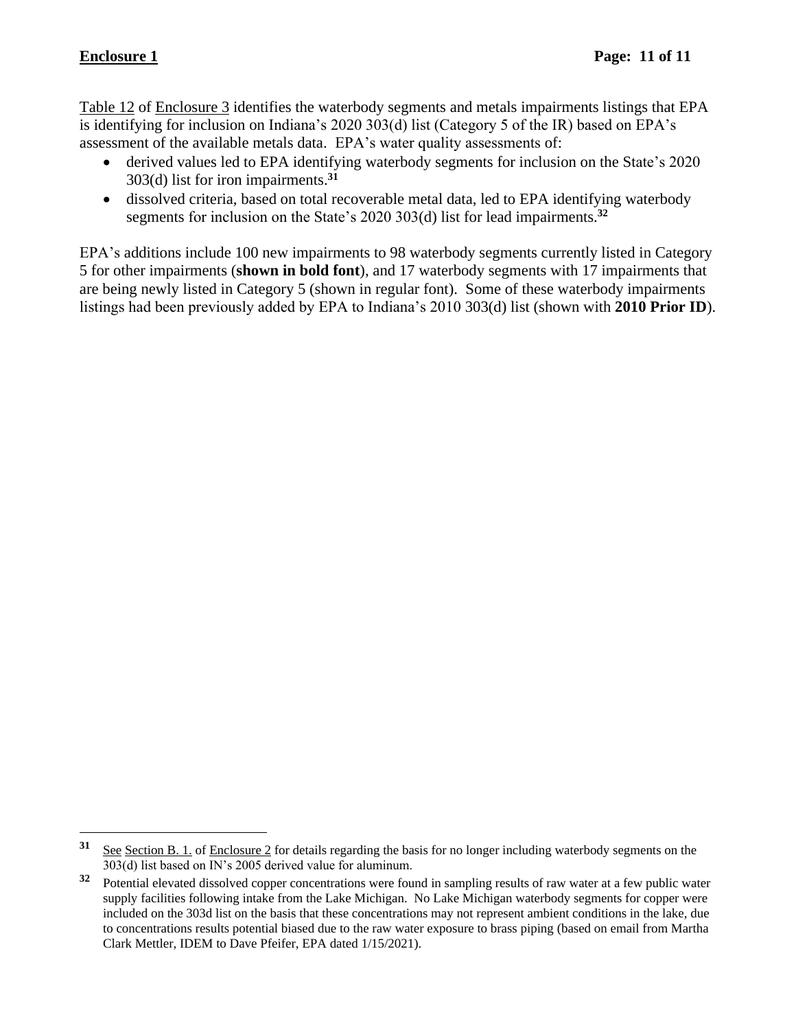Table 12 of Enclosure 3 identifies the waterbody segments and metals impairments listings that EPA is identifying for inclusion on Indiana's 2020 303(d) list (Category 5 of the IR) based on EPA's assessment of the available metals data. EPA's water quality assessments of:

- derived values led to EPA identifying waterbody segments for inclusion on the State's 2020 303(d) list for iron impairments.[31]
- dissolved criteria, based on total recoverable metal data, led to EPA identifying waterbody segments for inclusion on the State's 2020 303(d) list for lead impairments.[32]

EPA's additions include 100 new impairments to 98 waterbody segments currently listed in Category 5 for other impairments (**shown in bold font**), and 17 waterbody segments with 17 impairments that are being newly listed in Category 5 (shown in regular font). Some of these waterbody impairments listings had been previously added by EPA to Indiana's 2010 303(d) list (shown with **2010 Prior ID**).

---

[31] See Section B. 1. of Enclosure 2 for details regarding the basis for no longer including waterbody segments on the 303(d) list based on IN's 2005 derived value for aluminum.

[32] Potential elevated dissolved copper concentrations were found in sampling results of raw water at a few public water supply facilities following intake from the Lake Michigan. No Lake Michigan waterbody segments for copper were included on the 303d list on the basis that these concentrations may not represent ambient conditions in the lake, due to concentrations results potential biased due to the raw water exposure to brass piping (based on email from Martha Clark Mettler, IDEM to Dave Pfeifer, EPA dated 1/15/2021).